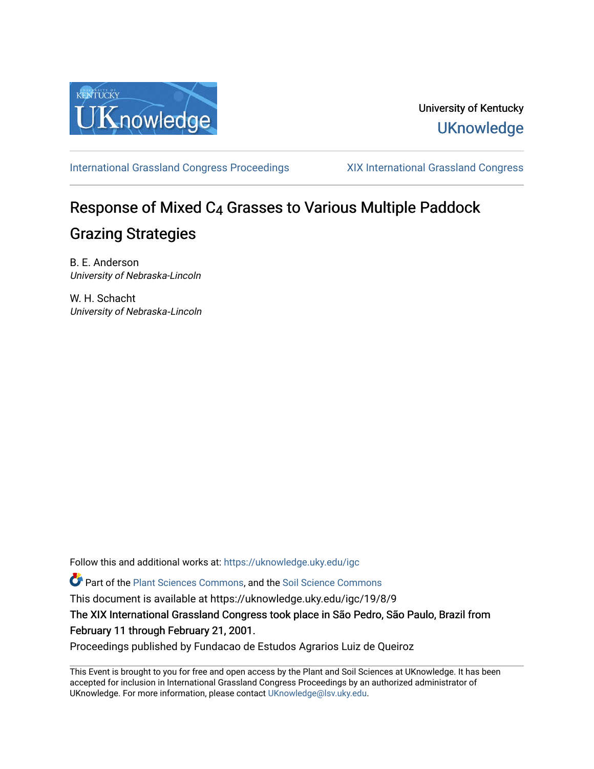University of Kentucky

UKnowledge

International Grassland Congress Proceedings | XIX International Grassland Congress

# Response of Mixed $C_4$ Grasses to Various Multiple Paddock Grazing Strategies

B. E. Anderson
*University of Nebraska-Lincoln*

W. H. Schacht
*University of Nebraska-Lincoln*

Follow this and additional works at: https://uknowledge.uky.edu/igc

Part of the Plant Sciences Commons, and the Soil Science Commons

This document is available at https://uknowledge.uky.edu/igc/19/8/9

The XIX International Grassland Congress took place in São Pedro, São Paulo, Brazil from February 11 through February 21, 2001.

Proceedings published by Fundacao de Estudos Agrarios Luiz de Queiroz

This Event is brought to you for free and open access by the Plant and Soil Sciences at UKnowledge. It has been accepted for inclusion in International Grassland Congress Proceedings by an authorized administrator of UKnowledge. For more information, please contact UKnowledge@lsv.uky.edu.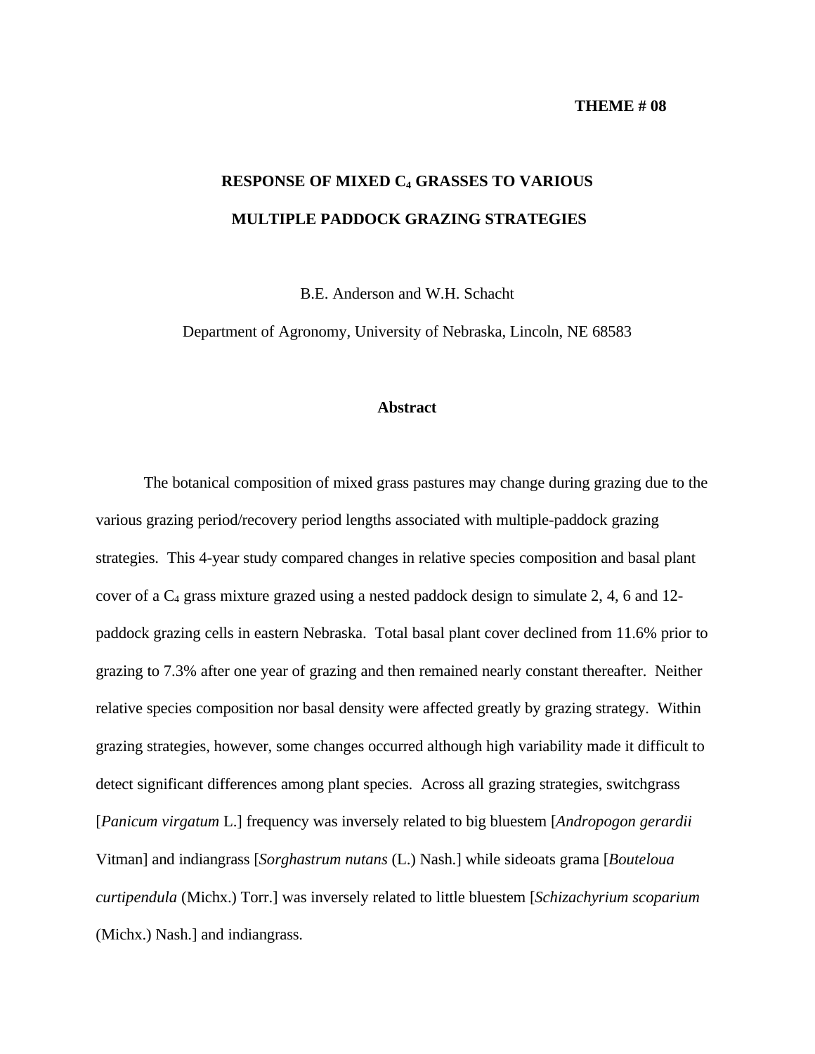**THEME # 08**

# RESPONSE OF MIXED $C_4$ GRASSES TO VARIOUS MULTIPLE PADDOCK GRAZING STRATEGIES

B.E. Anderson and W.H. Schacht

Department of Agronomy, University of Nebraska, Lincoln, NE 68583

## Abstract

The botanical composition of mixed grass pastures may change during grazing due to the various grazing period/recovery period lengths associated with multiple-paddock grazing strategies. This 4-year study compared changes in relative species composition and basal plant cover of a $C_4$ grass mixture grazed using a nested paddock design to simulate 2, 4, 6 and 12-paddock grazing cells in eastern Nebraska. Total basal plant cover declined from 11.6% prior to grazing to 7.3% after one year of grazing and then remained nearly constant thereafter. Neither relative species composition nor basal density were affected greatly by grazing strategy. Within grazing strategies, however, some changes occurred although high variability made it difficult to detect significant differences among plant species. Across all grazing strategies, switchgrass [*Panicum virgatum* L.] frequency was inversely related to big bluestem [*Andropogon gerardii* Vitman] and indiangrass [*Sorghastrum nutans* (L.) Nash.] while sideoats grama [*Bouteloua curtipendula* (Michx.) Torr.] was inversely related to little bluestem [*Schizachyrium scoparium* (Michx.) Nash.] and indiangrass.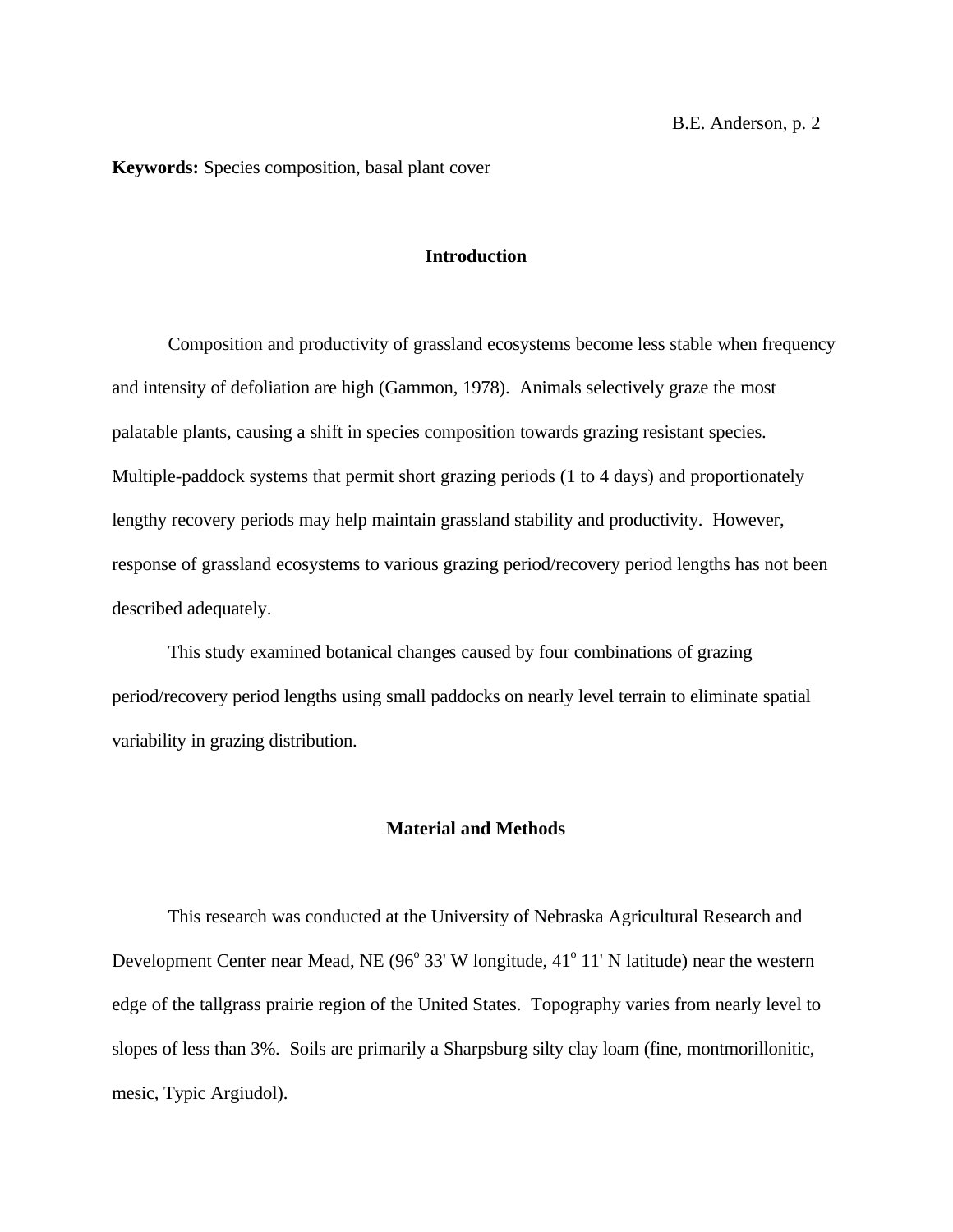**Keywords:** Species composition, basal plant cover

## Introduction

Composition and productivity of grassland ecosystems become less stable when frequency and intensity of defoliation are high (Gammon, 1978). Animals selectively graze the most palatable plants, causing a shift in species composition towards grazing resistant species. Multiple-paddock systems that permit short grazing periods (1 to 4 days) and proportionately lengthy recovery periods may help maintain grassland stability and productivity. However, response of grassland ecosystems to various grazing period/recovery period lengths has not been described adequately.

This study examined botanical changes caused by four combinations of grazing period/recovery period lengths using small paddocks on nearly level terrain to eliminate spatial variability in grazing distribution.

## Material and Methods

This research was conducted at the University of Nebraska Agricultural Research and Development Center near Mead, NE (96$^o$ 33' W longitude, 41$^o$ 11' N latitude) near the western edge of the tallgrass prairie region of the United States. Topography varies from nearly level to slopes of less than 3%. Soils are primarily a Sharpsburg silty clay loam (fine, montmorillonitic, mesic, Typic Argiudol).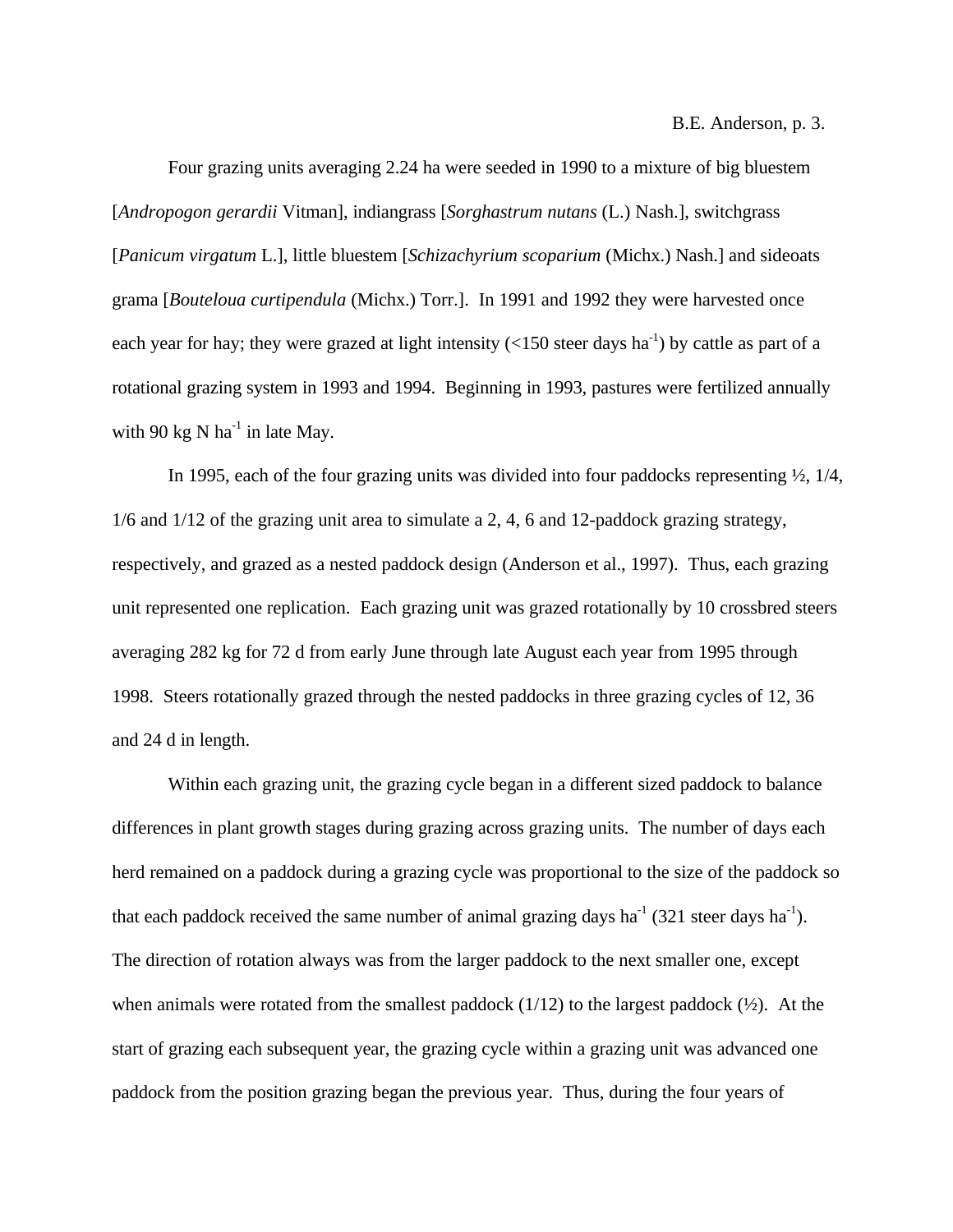Four grazing units averaging 2.24 ha were seeded in 1990 to a mixture of big bluestem [*Andropogon gerardii* Vitman], indiangrass [*Sorghastrum nutans* (L.) Nash.], switchgrass [*Panicum virgatum* L.], little bluestem [*Schizachyrium scoparium* (Michx.) Nash.] and sideoats grama [*Bouteloua curtipendula* (Michx.) Torr.]. In 1991 and 1992 they were harvested once each year for hay; they were grazed at light intensity (<150 steer days $ha^{-1}$) by cattle as part of a rotational grazing system in 1993 and 1994. Beginning in 1993, pastures were fertilized annually with 90 kg N $ha^{-1}$ in late May.

In 1995, each of the four grazing units was divided into four paddocks representing ½, 1/4, 1/6 and 1/12 of the grazing unit area to simulate a 2, 4, 6 and 12-paddock grazing strategy, respectively, and grazed as a nested paddock design (Anderson et al., 1997). Thus, each grazing unit represented one replication. Each grazing unit was grazed rotationally by 10 crossbred steers averaging 282 kg for 72 d from early June through late August each year from 1995 through 1998. Steers rotationally grazed through the nested paddocks in three grazing cycles of 12, 36 and 24 d in length.

Within each grazing unit, the grazing cycle began in a different sized paddock to balance differences in plant growth stages during grazing across grazing units. The number of days each herd remained on a paddock during a grazing cycle was proportional to the size of the paddock so that each paddock received the same number of animal grazing days $ha^{-1}$ (321 steer days $ha^{-1}$). The direction of rotation always was from the larger paddock to the next smaller one, except when animals were rotated from the smallest paddock (1/12) to the largest paddock (½). At the start of grazing each subsequent year, the grazing cycle within a grazing unit was advanced one paddock from the position grazing began the previous year. Thus, during the four years of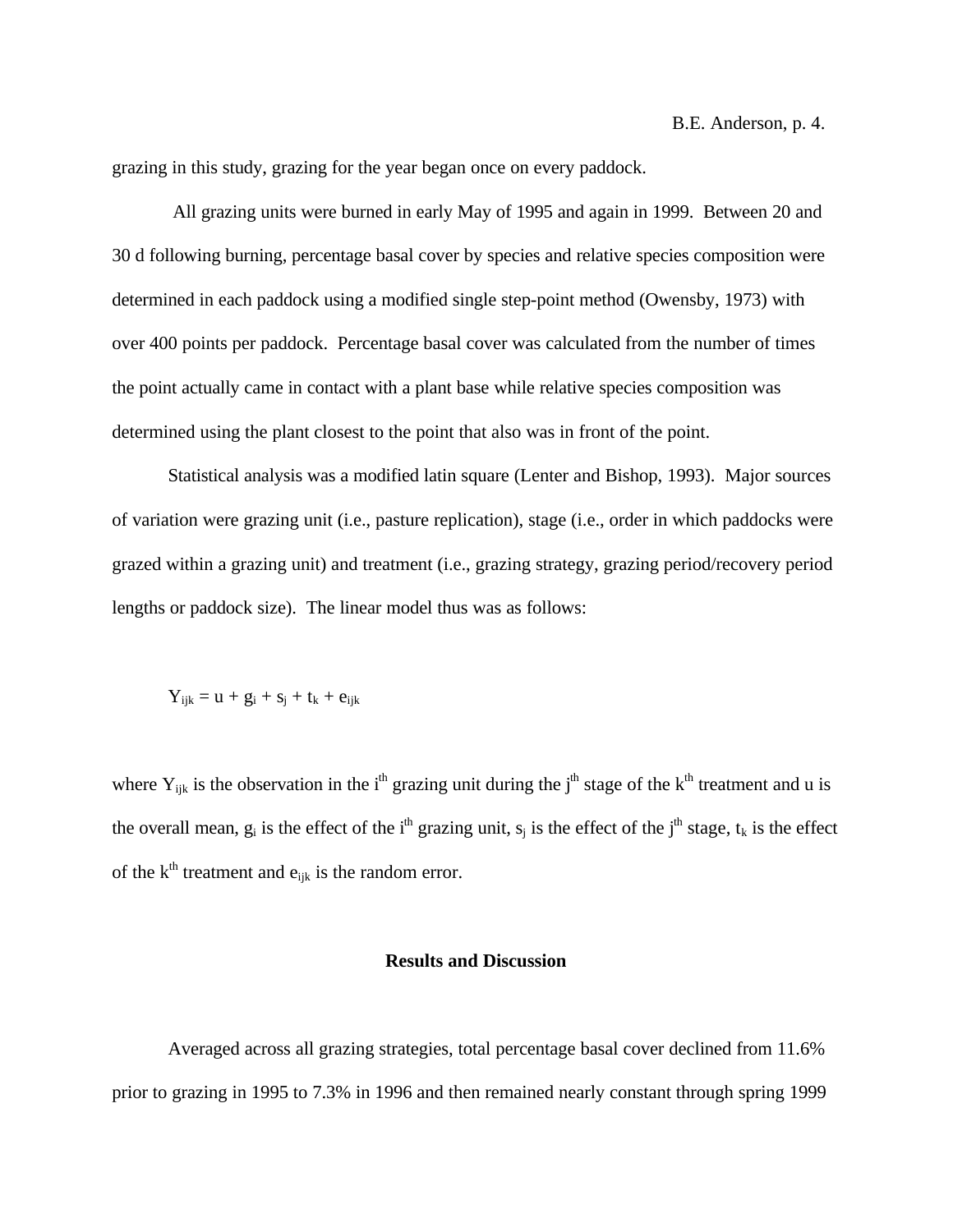grazing in this study, grazing for the year began once on every paddock.

All grazing units were burned in early May of 1995 and again in 1999. Between 20 and 30 d following burning, percentage basal cover by species and relative species composition were determined in each paddock using a modified single step-point method (Owensby, 1973) with over 400 points per paddock. Percentage basal cover was calculated from the number of times the point actually came in contact with a plant base while relative species composition was determined using the plant closest to the point that also was in front of the point.

Statistical analysis was a modified latin square (Lenter and Bishop, 1993). Major sources of variation were grazing unit (i.e., pasture replication), stage (i.e., order in which paddocks were grazed within a grazing unit) and treatment (i.e., grazing strategy, grazing period/recovery period lengths or paddock size). The linear model thus was as follows:

$$Y_{ijk} = u + g_i + s_j + t_k + e_{ijk}$$

where $Y_{ijk}$ is the observation in the $i^{th}$ grazing unit during the $j^{th}$ stage of the $k^{th}$ treatment and u is the overall mean, $g_i$ is the effect of the $i^{th}$ grazing unit, $s_j$ is the effect of the $j^{th}$ stage, $t_k$ is the effect of the $k^{th}$ treatment and $e_{ijk}$ is the random error.

## Results and Discussion

Averaged across all grazing strategies, total percentage basal cover declined from 11.6% prior to grazing in 1995 to 7.3% in 1996 and then remained nearly constant through spring 1999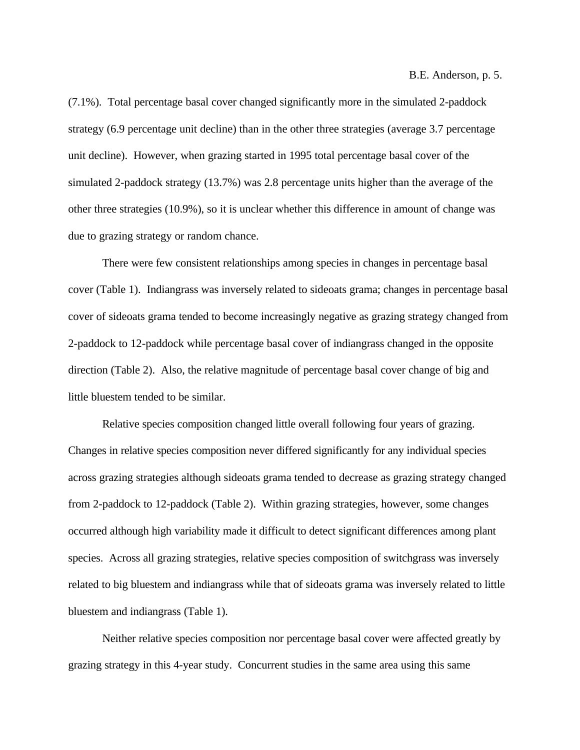(7.1%). Total percentage basal cover changed significantly more in the simulated 2-paddock strategy (6.9 percentage unit decline) than in the other three strategies (average 3.7 percentage unit decline). However, when grazing started in 1995 total percentage basal cover of the simulated 2-paddock strategy (13.7%) was 2.8 percentage units higher than the average of the other three strategies (10.9%), so it is unclear whether this difference in amount of change was due to grazing strategy or random chance.

There were few consistent relationships among species in changes in percentage basal cover (Table 1). Indiangrass was inversely related to sideoats grama; changes in percentage basal cover of sideoats grama tended to become increasingly negative as grazing strategy changed from 2-paddock to 12-paddock while percentage basal cover of indiangrass changed in the opposite direction (Table 2). Also, the relative magnitude of percentage basal cover change of big and little bluestem tended to be similar.

Relative species composition changed little overall following four years of grazing. Changes in relative species composition never differed significantly for any individual species across grazing strategies although sideoats grama tended to decrease as grazing strategy changed from 2-paddock to 12-paddock (Table 2). Within grazing strategies, however, some changes occurred although high variability made it difficult to detect significant differences among plant species. Across all grazing strategies, relative species composition of switchgrass was inversely related to big bluestem and indiangrass while that of sideoats grama was inversely related to little bluestem and indiangrass (Table 1).

Neither relative species composition nor percentage basal cover were affected greatly by grazing strategy in this 4-year study. Concurrent studies in the same area using this same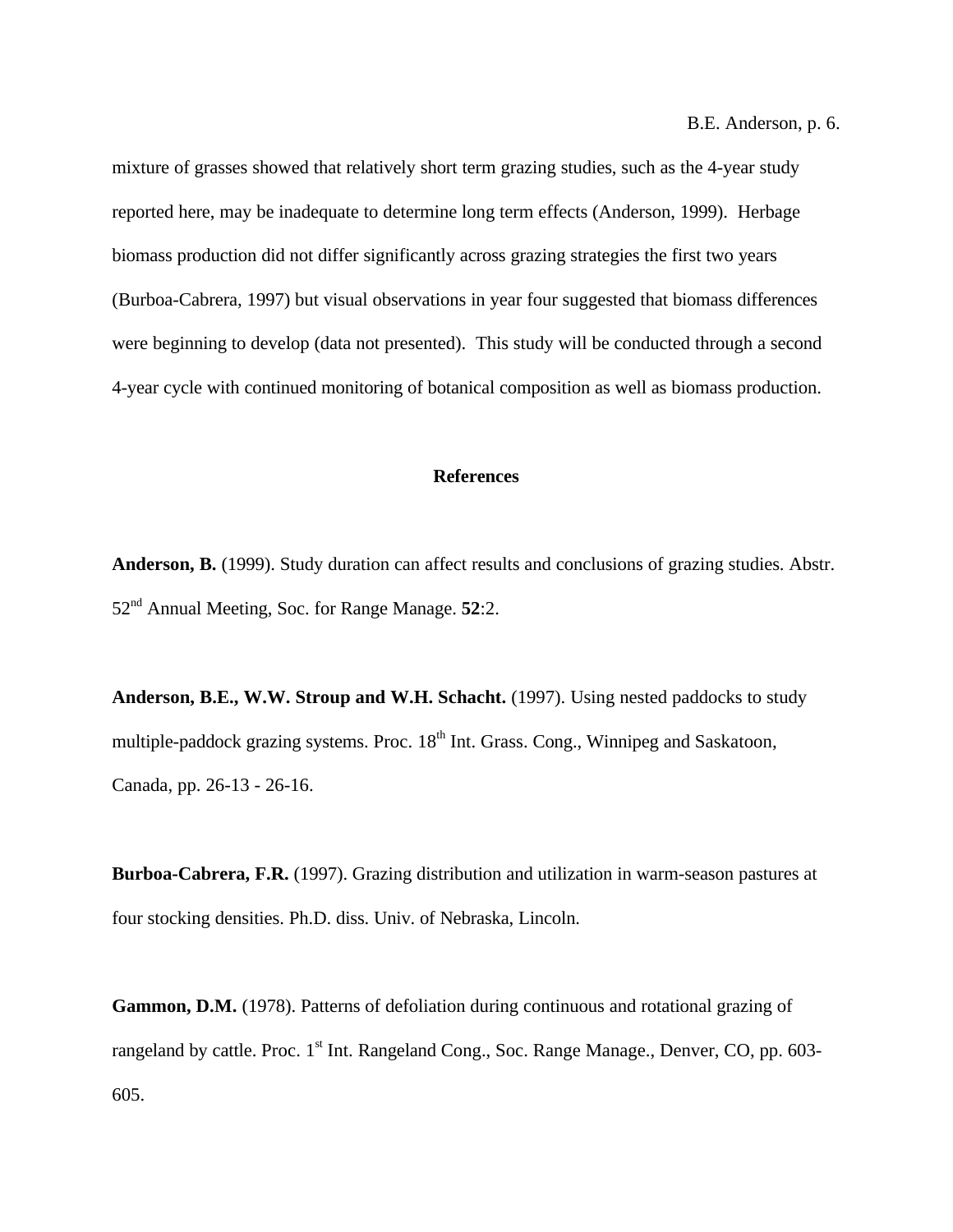mixture of grasses showed that relatively short term grazing studies, such as the 4-year study reported here, may be inadequate to determine long term effects (Anderson, 1999). Herbage biomass production did not differ significantly across grazing strategies the first two years (Burboa-Cabrera, 1997) but visual observations in year four suggested that biomass differences were beginning to develop (data not presented). This study will be conducted through a second 4-year cycle with continued monitoring of botanical composition as well as biomass production.

## References

**Anderson, B.** (1999). Study duration can affect results and conclusions of grazing studies. Abstr. 52nd Annual Meeting, Soc. for Range Manage. **52**:2.

**Anderson, B.E., W.W. Stroup and W.H. Schacht.** (1997). Using nested paddocks to study multiple-paddock grazing systems. Proc. 18th Int. Grass. Cong., Winnipeg and Saskatoon, Canada, pp. 26-13 - 26-16.

**Burboa-Cabrera, F.R.** (1997). Grazing distribution and utilization in warm-season pastures at four stocking densities. Ph.D. diss. Univ. of Nebraska, Lincoln.

**Gammon, D.M.** (1978). Patterns of defoliation during continuous and rotational grazing of rangeland by cattle. Proc. 1st Int. Rangeland Cong., Soc. Range Manage., Denver, CO, pp. 603-605.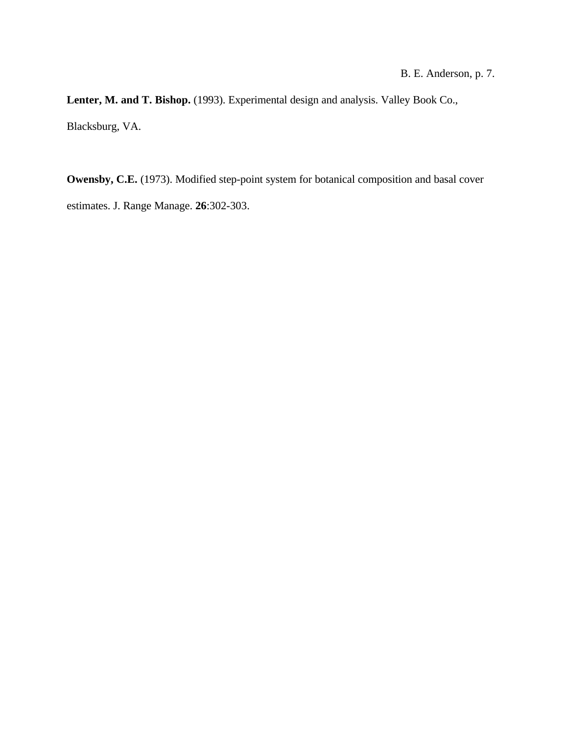**Lenter, M. and T. Bishop.** (1993). Experimental design and analysis. Valley Book Co., Blacksburg, VA.

**Owensby, C.E.** (1973). Modified step-point system for botanical composition and basal cover estimates. J. Range Manage. **26**:302-303.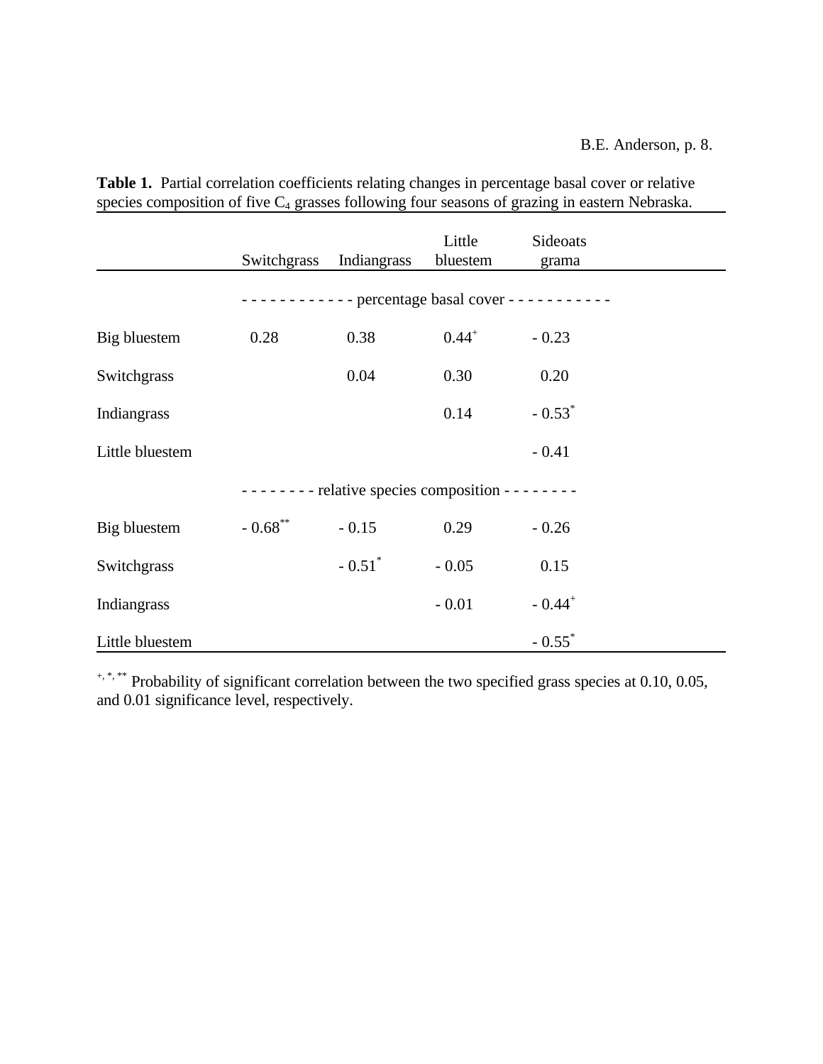**Table 1.** Partial correlation coefficients relating changes in percentage basal cover or relative species composition of five $C_4$ grasses following four seasons of grazing in eastern Nebraska.

| | Switchgrass | Indiangrass | Little bluestem | Sideoats grama |
|---|---|---|---|---|
| | - - - - - - - - - - - - percentage basal cover - - - - - - - - - - - | | | |
| Big bluestem | 0.28 | 0.38 | 0.44[+] | - 0.23 |
| Switchgrass | | 0.04 | 0.30 | 0.20 |
| Indiangrass | | | 0.14 | - 0.53[*] |
| Little bluestem | | | | - 0.41 |
| | - - - - - - - - relative species composition - - - - - - - - | | | |
| Big bluestem | - 0.68[**] | - 0.15 | 0.29 | - 0.26 |
| Switchgrass | | - 0.51[*] | - 0.05 | 0.15 |
| Indiangrass | | | - 0.01 | - 0.44[+] |
| Little bluestem | | | | - 0.55[*] |

[+, *, **] Probability of significant correlation between the two specified grass species at 0.10, 0.05, and 0.01 significance level, respectively.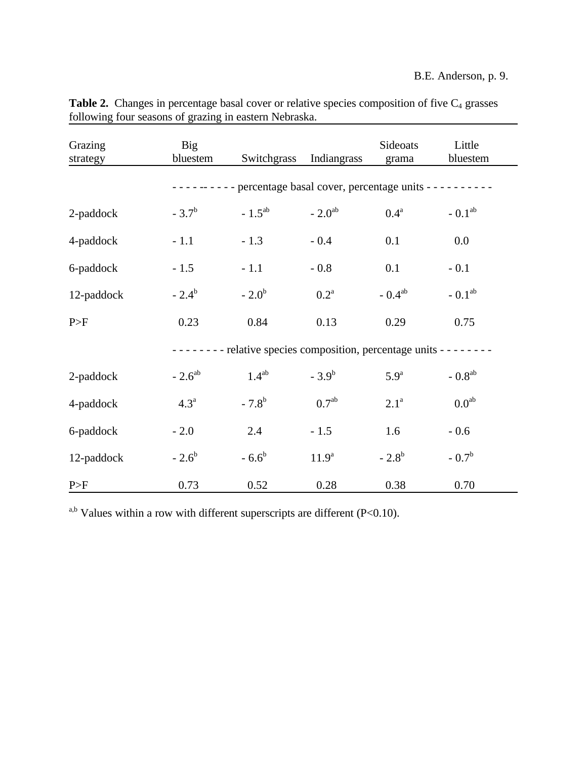**Table 2.** Changes in percentage basal cover or relative species composition of five $C_4$ grasses following four seasons of grazing in eastern Nebraska.

| Grazing strategy | Big bluestem | Switchgrass | Indiangrass | Sideoats grama | Little bluestem |
|---|---|---|---|---|---|
| | - - - - -- - - - - percentage basal cover, percentage units - - - - - - - - - - | | | | |
| 2-paddock | - 3.7[b] | - 1.5[ab] | - 2.0[ab] | 0.4[a] | - 0.1[ab] |
| 4-paddock | - 1.1 | - 1.3 | - 0.4 | 0.1 | 0.0 |
| 6-paddock | - 1.5 | - 1.1 | - 0.8 | 0.1 | - 0.1 |
| 12-paddock | - 2.4[b] | - 2.0[b] | 0.2[a] | - 0.4[ab] | - 0.1[ab] |
| P>F | 0.23 | 0.84 | 0.13 | 0.29 | 0.75 |
| | - - - - - - - - relative species composition, percentage units - - - - - - - - | | | | |
| 2-paddock | - 2.6[ab] | 1.4[ab] | - 3.9[b] | 5.9[a] | - 0.8[ab] |
| 4-paddock | 4.3[a] | - 7.8[b] | 0.7[ab] | 2.1[a] | 0.0[ab] |
| 6-paddock | - 2.0 | 2.4 | - 1.5 | 1.6 | - 0.6 |
| 12-paddock | - 2.6[b] | - 6.6[b] | 11.9[a] | - 2.8[b] | - 0.7[b] |
| P>F | 0.73 | 0.52 | 0.28 | 0.38 | 0.70 |

[a,b] Values within a row with different superscripts are different (P<0.10).